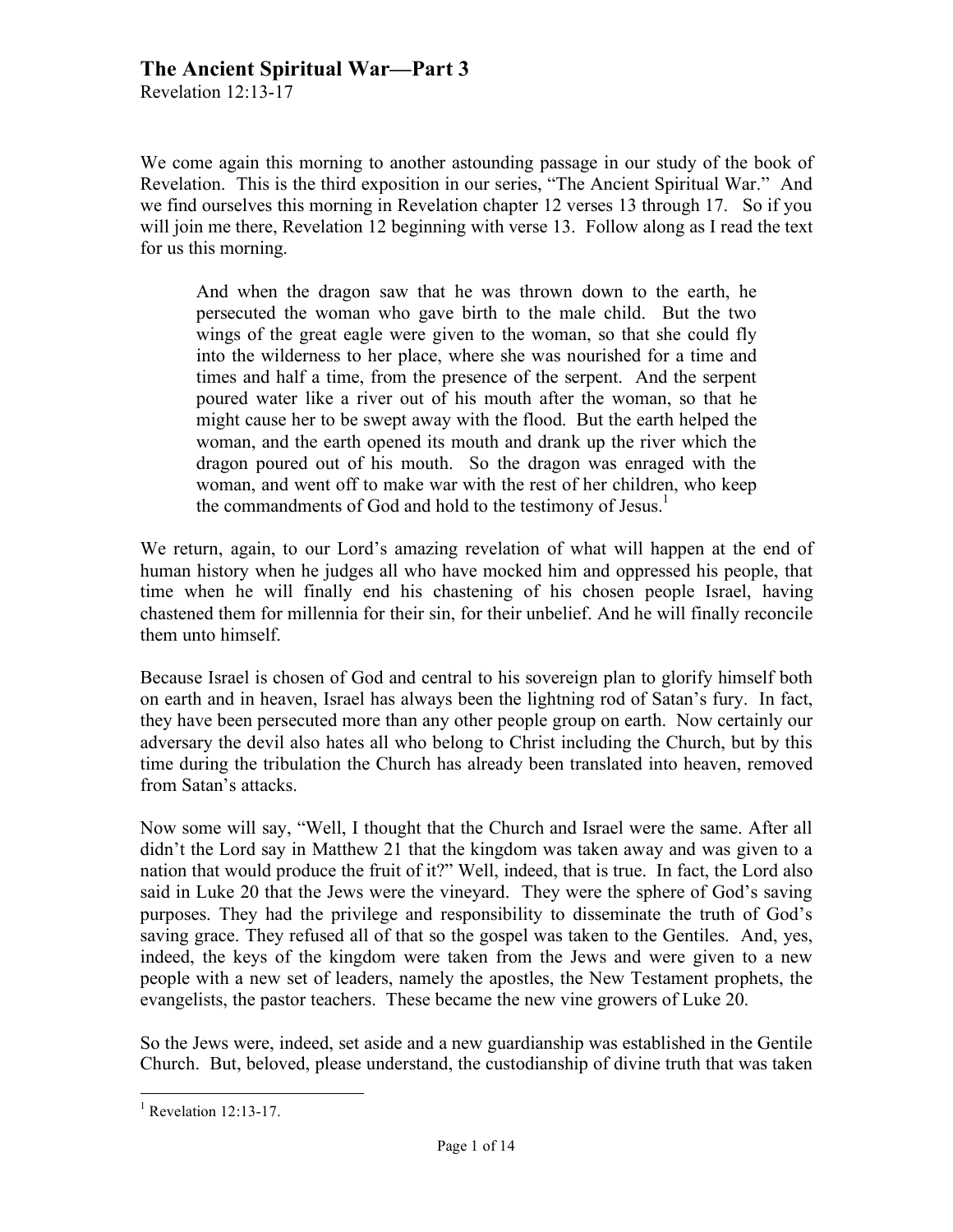# The Ancient Spiritual War—Part 3

Revelation 12:13-17

We come again this morning to another astounding passage in our study of the book of Revelation. This is the third exposition in our series, "The Ancient Spiritual War." And we find ourselves this morning in Revelation chapter 12 verses 13 through 17. So if you will join me there, Revelation 12 beginning with verse 13. Follow along as I read the text for us this morning.

> And when the dragon saw that he was thrown down to the earth, he persecuted the woman who gave birth to the male child. But the two wings of the great eagle were given to the woman, so that she could fly into the wilderness to her place, where she was nourished for a time and times and half a time, from the presence of the serpent. And the serpent poured water like a river out of his mouth after the woman, so that he might cause her to be swept away with the flood. But the earth helped the woman, and the earth opened its mouth and drank up the river which the dragon poured out of his mouth. So the dragon was enraged with the woman, and went off to make war with the rest of her children, who keep the commandments of God and hold to the testimony of Jesus.[1]

We return, again, to our Lord's amazing revelation of what will happen at the end of human history when he judges all who have mocked him and oppressed his people, that time when he will finally end his chastening of his chosen people Israel, having chastened them for millennia for their sin, for their unbelief. And he will finally reconcile them unto himself.

Because Israel is chosen of God and central to his sovereign plan to glorify himself both on earth and in heaven, Israel has always been the lightning rod of Satan's fury. In fact, they have been persecuted more than any other people group on earth. Now certainly our adversary the devil also hates all who belong to Christ including the Church, but by this time during the tribulation the Church has already been translated into heaven, removed from Satan's attacks.

Now some will say, "Well, I thought that the Church and Israel were the same. After all didn't the Lord say in Matthew 21 that the kingdom was taken away and was given to a nation that would produce the fruit of it?" Well, indeed, that is true. In fact, the Lord also said in Luke 20 that the Jews were the vineyard. They were the sphere of God's saving purposes. They had the privilege and responsibility to disseminate the truth of God's saving grace. They refused all of that so the gospel was taken to the Gentiles. And, yes, indeed, the keys of the kingdom were taken from the Jews and were given to a new people with a new set of leaders, namely the apostles, the New Testament prophets, the evangelists, the pastor teachers. These became the new vine growers of Luke 20.

So the Jews were, indeed, set aside and a new guardianship was established in the Gentile Church. But, beloved, please understand, the custodianship of divine truth that was taken

---

[1] Revelation 12:13-17.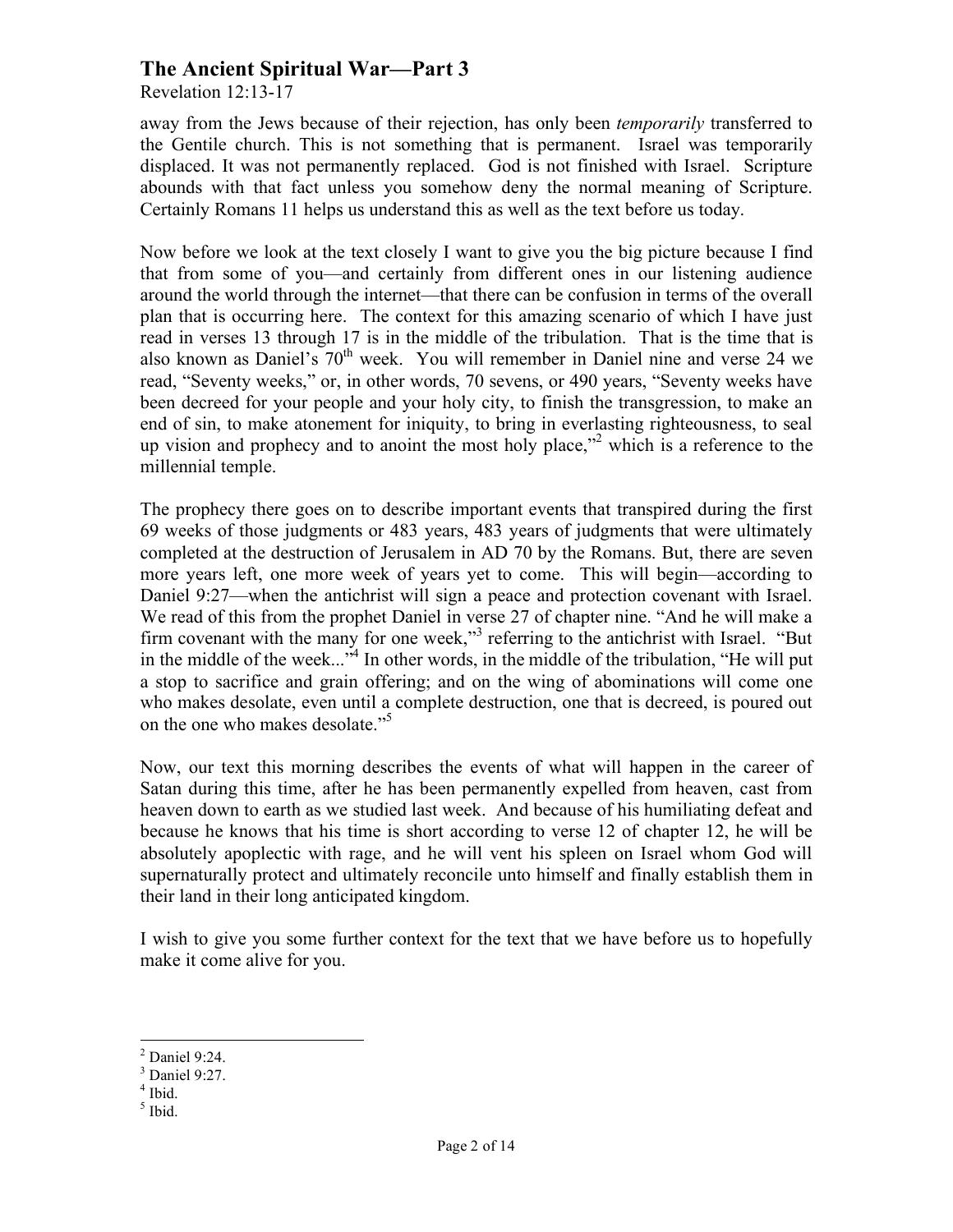away from the Jews because of their rejection, has only been *temporarily* transferred to the Gentile church. This is not something that is permanent. Israel was temporarily displaced. It was not permanently replaced. God is not finished with Israel. Scripture abounds with that fact unless you somehow deny the normal meaning of Scripture. Certainly Romans 11 helps us understand this as well as the text before us today.

Now before we look at the text closely I want to give you the big picture because I find that from some of you—and certainly from different ones in our listening audience around the world through the internet—that there can be confusion in terms of the overall plan that is occurring here. The context for this amazing scenario of which I have just read in verses 13 through 17 is in the middle of the tribulation. That is the time that is also known as Daniel's 70th week. You will remember in Daniel nine and verse 24 we read, "Seventy weeks," or, in other words, 70 sevens, or 490 years, "Seventy weeks have been decreed for your people and your holy city, to finish the transgression, to make an end of sin, to make atonement for iniquity, to bring in everlasting righteousness, to seal up vision and prophecy and to anoint the most holy place,"[2] which is a reference to the millennial temple.

The prophecy there goes on to describe important events that transpired during the first 69 weeks of those judgments or 483 years, 483 years of judgments that were ultimately completed at the destruction of Jerusalem in AD 70 by the Romans. But, there are seven more years left, one more week of years yet to come. This will begin—according to Daniel 9:27—when the antichrist will sign a peace and protection covenant with Israel. We read of this from the prophet Daniel in verse 27 of chapter nine. "And he will make a firm covenant with the many for one week,"[3] referring to the antichrist with Israel. "But in the middle of the week..."[4] In other words, in the middle of the tribulation, "He will put a stop to sacrifice and grain offering; and on the wing of abominations will come one who makes desolate, even until a complete destruction, one that is decreed, is poured out on the one who makes desolate."[5]

Now, our text this morning describes the events of what will happen in the career of Satan during this time, after he has been permanently expelled from heaven, cast from heaven down to earth as we studied last week. And because of his humiliating defeat and because he knows that his time is short according to verse 12 of chapter 12, he will be absolutely apoplectic with rage, and he will vent his spleen on Israel whom God will supernaturally protect and ultimately reconcile unto himself and finally establish them in their land in their long anticipated kingdom.

I wish to give you some further context for the text that we have before us to hopefully make it come alive for you.

---

[2] Daniel 9:24.
[3] Daniel 9:27.
[4] Ibid.
[5] Ibid.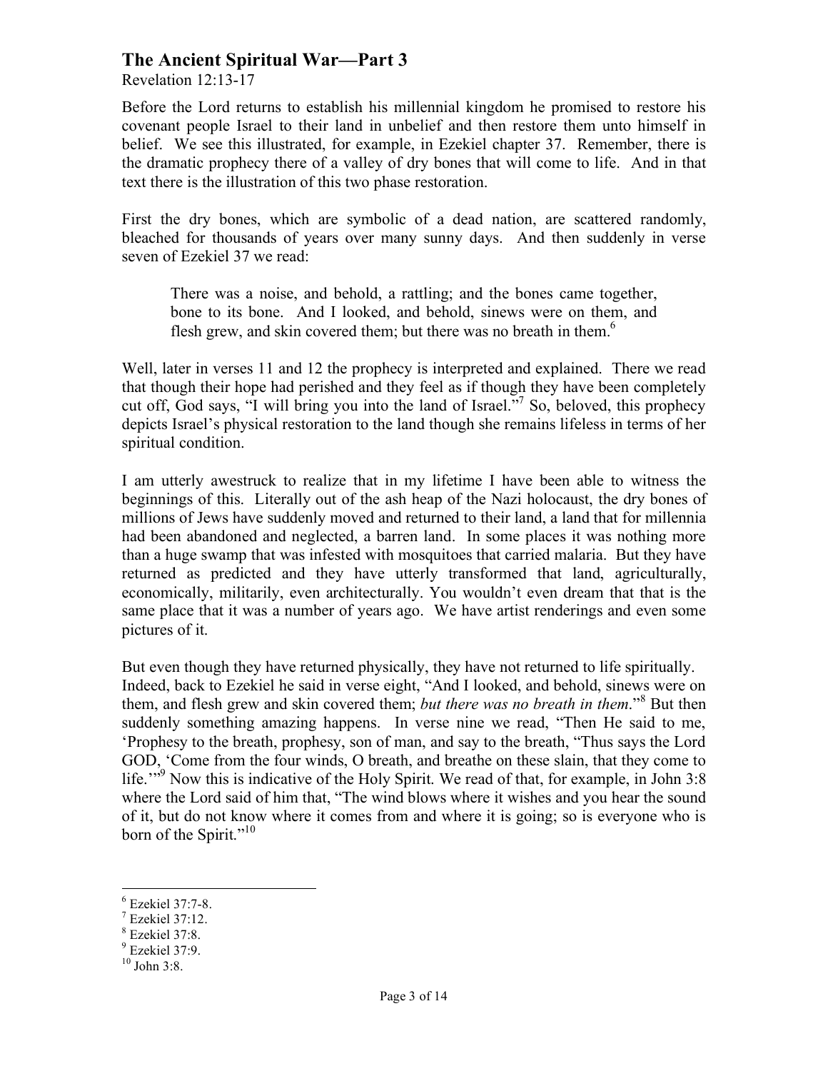## The Ancient Spiritual War—Part 3

Revelation 12:13-17

Before the Lord returns to establish his millennial kingdom he promised to restore his covenant people Israel to their land in unbelief and then restore them unto himself in belief. We see this illustrated, for example, in Ezekiel chapter 37. Remember, there is the dramatic prophecy there of a valley of dry bones that will come to life. And in that text there is the illustration of this two phase restoration.

First the dry bones, which are symbolic of a dead nation, are scattered randomly, bleached for thousands of years over many sunny days. And then suddenly in verse seven of Ezekiel 37 we read:

> There was a noise, and behold, a rattling; and the bones came together, bone to its bone. And I looked, and behold, sinews were on them, and flesh grew, and skin covered them; but there was no breath in them.[6]

Well, later in verses 11 and 12 the prophecy is interpreted and explained. There we read that though their hope had perished and they feel as if though they have been completely cut off, God says, "I will bring you into the land of Israel."[7] So, beloved, this prophecy depicts Israel's physical restoration to the land though she remains lifeless in terms of her spiritual condition.

I am utterly awestruck to realize that in my lifetime I have been able to witness the beginnings of this. Literally out of the ash heap of the Nazi holocaust, the dry bones of millions of Jews have suddenly moved and returned to their land, a land that for millennia had been abandoned and neglected, a barren land. In some places it was nothing more than a huge swamp that was infested with mosquitoes that carried malaria. But they have returned as predicted and they have utterly transformed that land, agriculturally, economically, militarily, even architecturally. You wouldn't even dream that that is the same place that it was a number of years ago. We have artist renderings and even some pictures of it.

But even though they have returned physically, they have not returned to life spiritually. Indeed, back to Ezekiel he said in verse eight, "And I looked, and behold, sinews were on them, and flesh grew and skin covered them; *but there was no breath in them*."[8] But then suddenly something amazing happens. In verse nine we read, "Then He said to me, 'Prophesy to the breath, prophesy, son of man, and say to the breath, "Thus says the Lord GOD, 'Come from the four winds, O breath, and breathe on these slain, that they come to life.'"'"[9] Now this is indicative of the Holy Spirit. We read of that, for example, in John 3:8 where the Lord said of him that, "The wind blows where it wishes and you hear the sound of it, but do not know where it comes from and where it is going; so is everyone who is born of the Spirit."[10]

---

[6] Ezekiel 37:7-8.
[7] Ezekiel 37:12.
[8] Ezekiel 37:8.
[9] Ezekiel 37:9.
[10] John 3:8.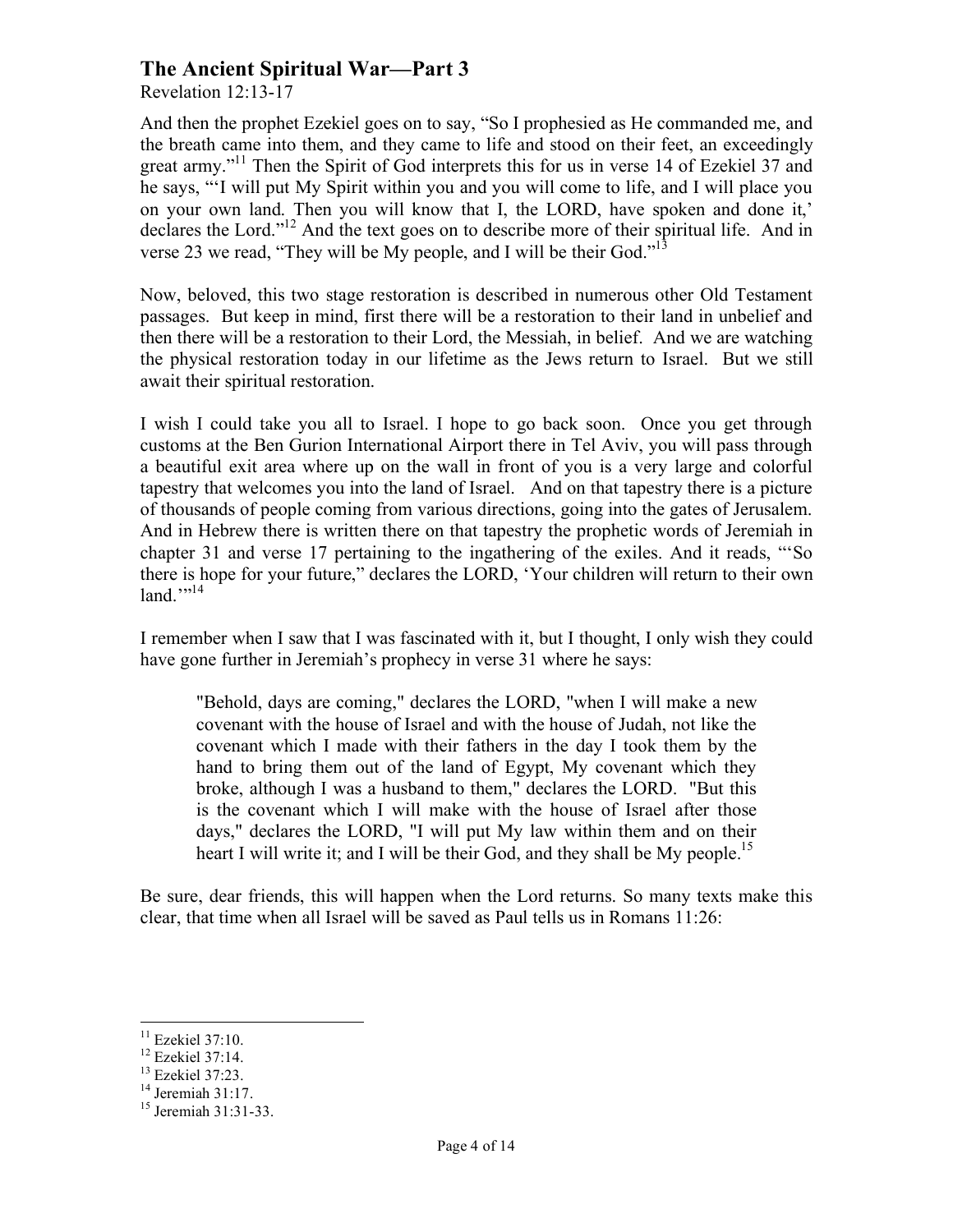# The Ancient Spiritual War—Part 3

Revelation 12:13-17

And then the prophet Ezekiel goes on to say, "So I prophesied as He commanded me, and the breath came into them, and they came to life and stood on their feet, an exceedingly great army."[11] Then the Spirit of God interprets this for us in verse 14 of Ezekiel 37 and he says, "'I will put My Spirit within you and you will come to life, and I will place you on your own land. Then you will know that I, the LORD, have spoken and done it,' declares the Lord."[12] And the text goes on to describe more of their spiritual life. And in verse 23 we read, "They will be My people, and I will be their God."[13]

Now, beloved, this two stage restoration is described in numerous other Old Testament passages. But keep in mind, first there will be a restoration to their land in unbelief and then there will be a restoration to their Lord, the Messiah, in belief. And we are watching the physical restoration today in our lifetime as the Jews return to Israel. But we still await their spiritual restoration.

I wish I could take you all to Israel. I hope to go back soon. Once you get through customs at the Ben Gurion International Airport there in Tel Aviv, you will pass through a beautiful exit area where up on the wall in front of you is a very large and colorful tapestry that welcomes you into the land of Israel. And on that tapestry there is a picture of thousands of people coming from various directions, going into the gates of Jerusalem. And in Hebrew there is written there on that tapestry the prophetic words of Jeremiah in chapter 31 and verse 17 pertaining to the ingathering of the exiles. And it reads, "'So there is hope for your future," declares the LORD, 'Your children will return to their own land.'"[14]

I remember when I saw that I was fascinated with it, but I thought, I only wish they could have gone further in Jeremiah's prophecy in verse 31 where he says:

> "Behold, days are coming," declares the LORD, "when I will make a new covenant with the house of Israel and with the house of Judah, not like the covenant which I made with their fathers in the day I took them by the hand to bring them out of the land of Egypt, My covenant which they broke, although I was a husband to them," declares the LORD. "But this is the covenant which I will make with the house of Israel after those days," declares the LORD, "I will put My law within them and on their heart I will write it; and I will be their God, and they shall be My people.[15]

Be sure, dear friends, this will happen when the Lord returns. So many texts make this clear, that time when all Israel will be saved as Paul tells us in Romans 11:26:

---

[11] Ezekiel 37:10.
[12] Ezekiel 37:14.
[13] Ezekiel 37:23.
[14] Jeremiah 31:17.
[15] Jeremiah 31:31-33.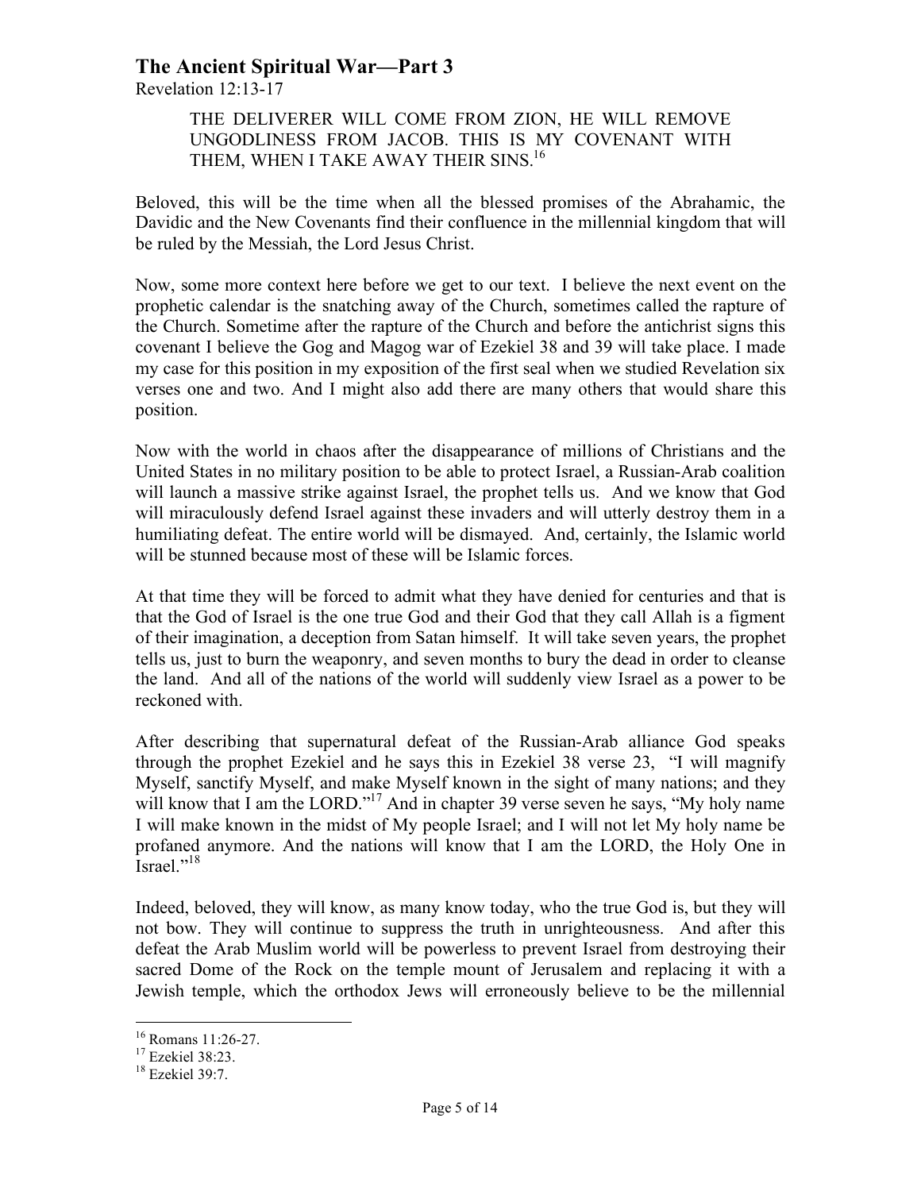> THE DELIVERER WILL COME FROM ZION, HE WILL REMOVE UNGODLINESS FROM JACOB. THIS IS MY COVENANT WITH THEM, WHEN I TAKE AWAY THEIR SINS.[16]

Beloved, this will be the time when all the blessed promises of the Abrahamic, the Davidic and the New Covenants find their confluence in the millennial kingdom that will be ruled by the Messiah, the Lord Jesus Christ.

Now, some more context here before we get to our text. I believe the next event on the prophetic calendar is the snatching away of the Church, sometimes called the rapture of the Church. Sometime after the rapture of the Church and before the antichrist signs this covenant I believe the Gog and Magog war of Ezekiel 38 and 39 will take place. I made my case for this position in my exposition of the first seal when we studied Revelation six verses one and two. And I might also add there are many others that would share this position.

Now with the world in chaos after the disappearance of millions of Christians and the United States in no military position to be able to protect Israel, a Russian-Arab coalition will launch a massive strike against Israel, the prophet tells us. And we know that God will miraculously defend Israel against these invaders and will utterly destroy them in a humiliating defeat. The entire world will be dismayed. And, certainly, the Islamic world will be stunned because most of these will be Islamic forces.

At that time they will be forced to admit what they have denied for centuries and that is that the God of Israel is the one true God and their God that they call Allah is a figment of their imagination, a deception from Satan himself. It will take seven years, the prophet tells us, just to burn the weaponry, and seven months to bury the dead in order to cleanse the land. And all of the nations of the world will suddenly view Israel as a power to be reckoned with.

After describing that supernatural defeat of the Russian-Arab alliance God speaks through the prophet Ezekiel and he says this in Ezekiel 38 verse 23, "I will magnify Myself, sanctify Myself, and make Myself known in the sight of many nations; and they will know that I am the LORD."[17] And in chapter 39 verse seven he says, "My holy name I will make known in the midst of My people Israel; and I will not let My holy name be profaned anymore. And the nations will know that I am the LORD, the Holy One in Israel."[18]

Indeed, beloved, they will know, as many know today, who the true God is, but they will not bow. They will continue to suppress the truth in unrighteousness. And after this defeat the Arab Muslim world will be powerless to prevent Israel from destroying their sacred Dome of the Rock on the temple mount of Jerusalem and replacing it with a Jewish temple, which the orthodox Jews will erroneously believe to be the millennial

---

[16] Romans 11:26-27.

[17] Ezekiel 38:23.

[18] Ezekiel 39:7.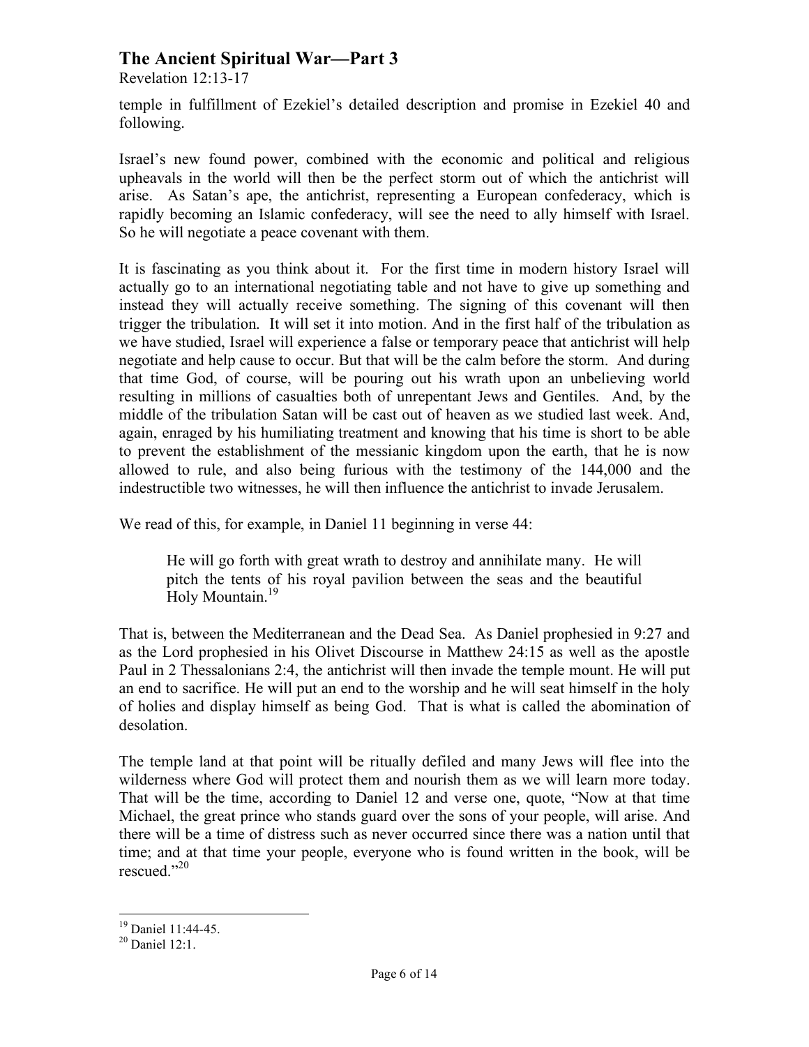temple in fulfillment of Ezekiel's detailed description and promise in Ezekiel 40 and following.

Israel's new found power, combined with the economic and political and religious upheavals in the world will then be the perfect storm out of which the antichrist will arise. As Satan's ape, the antichrist, representing a European confederacy, which is rapidly becoming an Islamic confederacy, will see the need to ally himself with Israel. So he will negotiate a peace covenant with them.

It is fascinating as you think about it. For the first time in modern history Israel will actually go to an international negotiating table and not have to give up something and instead they will actually receive something. The signing of this covenant will then trigger the tribulation. It will set it into motion. And in the first half of the tribulation as we have studied, Israel will experience a false or temporary peace that antichrist will help negotiate and help cause to occur. But that will be the calm before the storm. And during that time God, of course, will be pouring out his wrath upon an unbelieving world resulting in millions of casualties both of unrepentant Jews and Gentiles. And, by the middle of the tribulation Satan will be cast out of heaven as we studied last week. And, again, enraged by his humiliating treatment and knowing that his time is short to be able to prevent the establishment of the messianic kingdom upon the earth, that he is now allowed to rule, and also being furious with the testimony of the 144,000 and the indestructible two witnesses, he will then influence the antichrist to invade Jerusalem.

We read of this, for example, in Daniel 11 beginning in verse 44:

> He will go forth with great wrath to destroy and annihilate many. He will pitch the tents of his royal pavilion between the seas and the beautiful Holy Mountain.[19]

That is, between the Mediterranean and the Dead Sea. As Daniel prophesied in 9:27 and as the Lord prophesied in his Olivet Discourse in Matthew 24:15 as well as the apostle Paul in 2 Thessalonians 2:4, the antichrist will then invade the temple mount. He will put an end to sacrifice. He will put an end to the worship and he will seat himself in the holy of holies and display himself as being God. That is what is called the abomination of desolation.

The temple land at that point will be ritually defiled and many Jews will flee into the wilderness where God will protect them and nourish them as we will learn more today. That will be the time, according to Daniel 12 and verse one, quote, "Now at that time Michael, the great prince who stands guard over the sons of your people, will arise. And there will be a time of distress such as never occurred since there was a nation until that time; and at that time your people, everyone who is found written in the book, will be rescued."[20]

---

[19] Daniel 11:44-45.

[20] Daniel 12:1.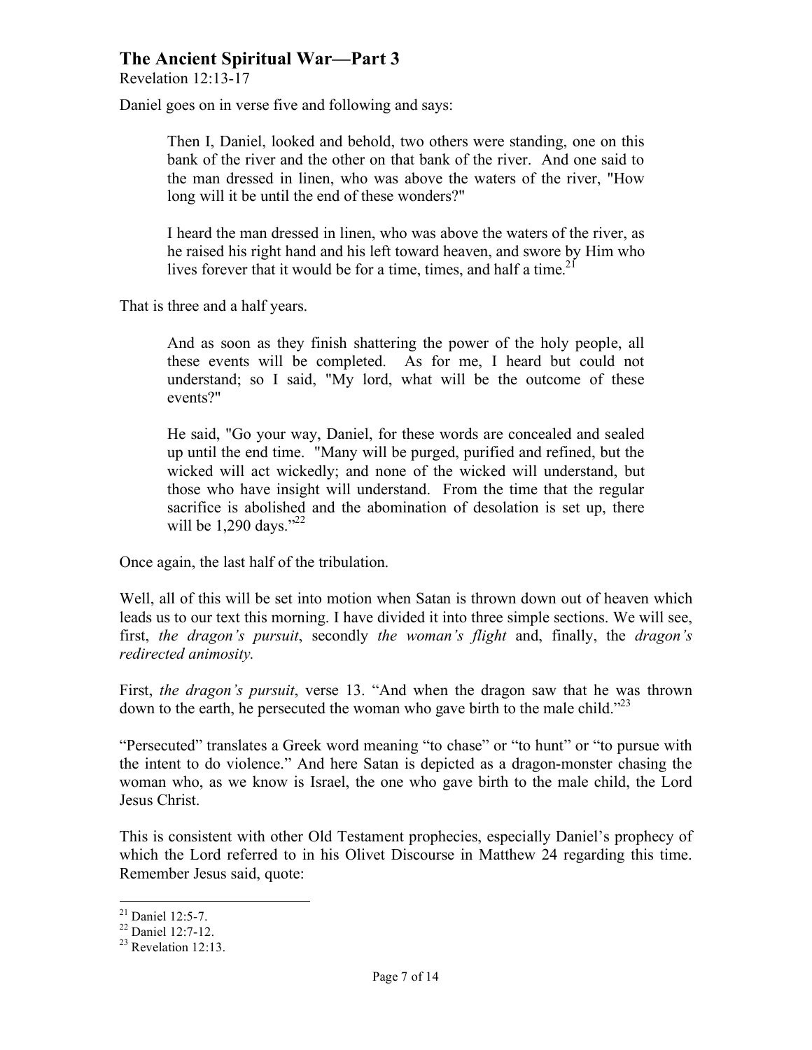Daniel goes on in verse five and following and says:

> Then I, Daniel, looked and behold, two others were standing, one on this bank of the river and the other on that bank of the river. And one said to the man dressed in linen, who was above the waters of the river, "How long will it be until the end of these wonders?"
>
> I heard the man dressed in linen, who was above the waters of the river, as he raised his right hand and his left toward heaven, and swore by Him who lives forever that it would be for a time, times, and half a time.[21]

That is three and a half years.

> And as soon as they finish shattering the power of the holy people, all these events will be completed. As for me, I heard but could not understand; so I said, "My lord, what will be the outcome of these events?"
>
> He said, "Go your way, Daniel, for these words are concealed and sealed up until the end time. "Many will be purged, purified and refined, but the wicked will act wickedly; and none of the wicked will understand, but those who have insight will understand. From the time that the regular sacrifice is abolished and the abomination of desolation is set up, there will be 1,290 days."[22]

Once again, the last half of the tribulation.

Well, all of this will be set into motion when Satan is thrown down out of heaven which leads us to our text this morning. I have divided it into three simple sections. We will see, first, *the dragon's pursuit*, secondly *the woman's flight* and, finally, the *dragon's redirected animosity.*

First, *the dragon's pursuit*, verse 13. "And when the dragon saw that he was thrown down to the earth, he persecuted the woman who gave birth to the male child."[23]

"Persecuted" translates a Greek word meaning "to chase" or "to hunt" or "to pursue with the intent to do violence." And here Satan is depicted as a dragon-monster chasing the woman who, as we know is Israel, the one who gave birth to the male child, the Lord Jesus Christ.

This is consistent with other Old Testament prophecies, especially Daniel's prophecy of which the Lord referred to in his Olivet Discourse in Matthew 24 regarding this time. Remember Jesus said, quote:

---

[21] Daniel 12:5-7.

[22] Daniel 12:7-12.

[23] Revelation 12:13.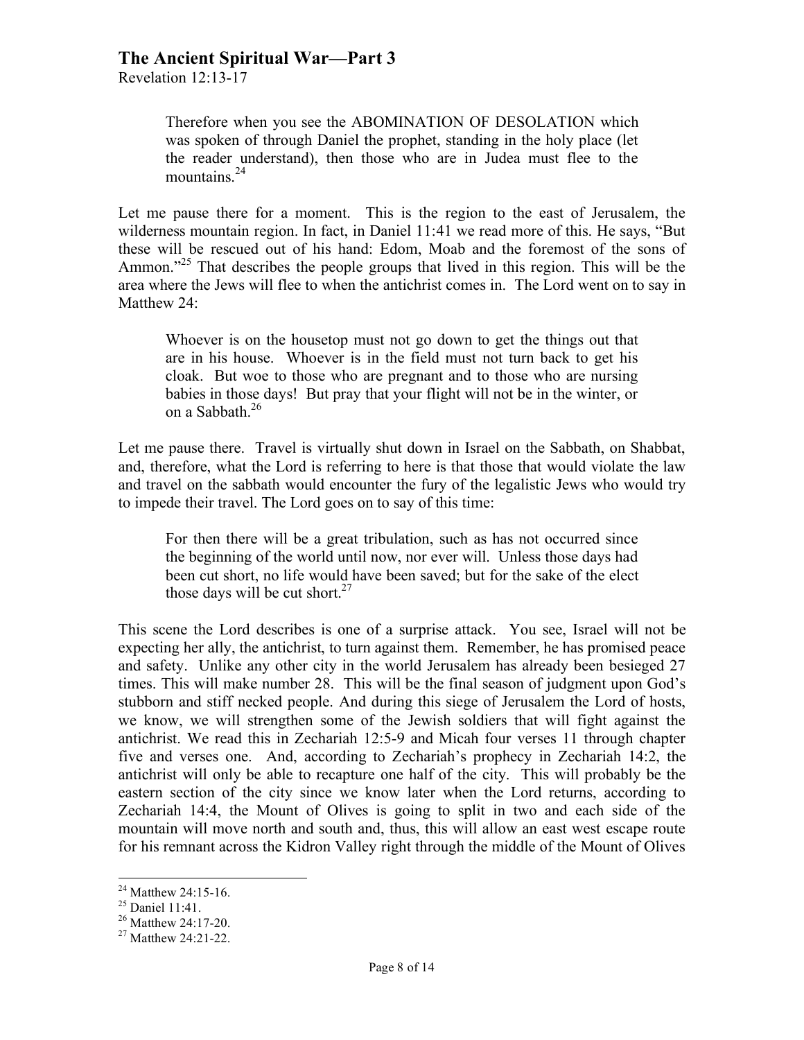Therefore when you see the ABOMINATION OF DESOLATION which was spoken of through Daniel the prophet, standing in the holy place (let the reader understand), then those who are in Judea must flee to the mountains.[24]

Let me pause there for a moment. This is the region to the east of Jerusalem, the wilderness mountain region. In fact, in Daniel 11:41 we read more of this. He says, "But these will be rescued out of his hand: Edom, Moab and the foremost of the sons of Ammon."[25] That describes the people groups that lived in this region. This will be the area where the Jews will flee to when the antichrist comes in. The Lord went on to say in Matthew 24:

> Whoever is on the housetop must not go down to get the things out that are in his house. Whoever is in the field must not turn back to get his cloak. But woe to those who are pregnant and to those who are nursing babies in those days! But pray that your flight will not be in the winter, or on a Sabbath.[26]

Let me pause there. Travel is virtually shut down in Israel on the Sabbath, on Shabbat, and, therefore, what the Lord is referring to here is that those that would violate the law and travel on the sabbath would encounter the fury of the legalistic Jews who would try to impede their travel. The Lord goes on to say of this time:

> For then there will be a great tribulation, such as has not occurred since the beginning of the world until now, nor ever will. Unless those days had been cut short, no life would have been saved; but for the sake of the elect those days will be cut short.[27]

This scene the Lord describes is one of a surprise attack. You see, Israel will not be expecting her ally, the antichrist, to turn against them. Remember, he has promised peace and safety. Unlike any other city in the world Jerusalem has already been besieged 27 times. This will make number 28. This will be the final season of judgment upon God's stubborn and stiff necked people. And during this siege of Jerusalem the Lord of hosts, we know, we will strengthen some of the Jewish soldiers that will fight against the antichrist. We read this in Zechariah 12:5-9 and Micah four verses 11 through chapter five and verses one. And, according to Zechariah's prophecy in Zechariah 14:2, the antichrist will only be able to recapture one half of the city. This will probably be the eastern section of the city since we know later when the Lord returns, according to Zechariah 14:4, the Mount of Olives is going to split in two and each side of the mountain will move north and south and, thus, this will allow an east west escape route for his remnant across the Kidron Valley right through the middle of the Mount of Olives

---

[24] Matthew 24:15-16.
[25] Daniel 11:41.
[26] Matthew 24:17-20.
[27] Matthew 24:21-22.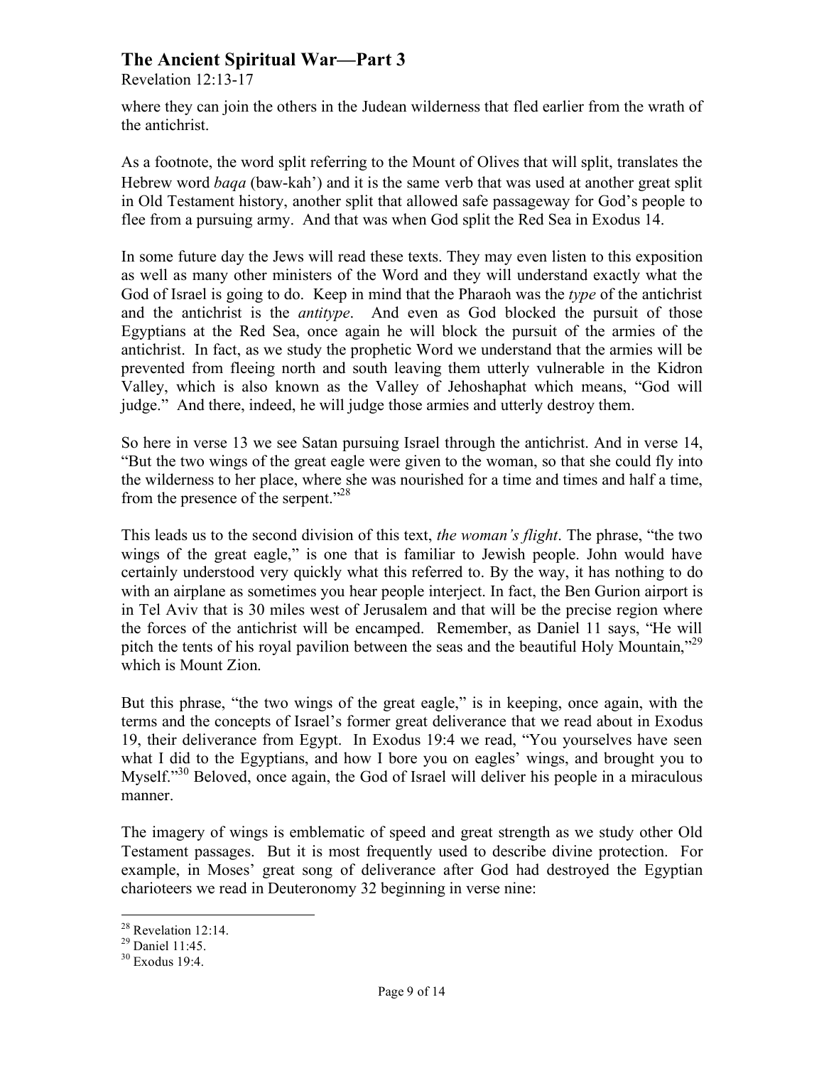where they can join the others in the Judean wilderness that fled earlier from the wrath of the antichrist.

As a footnote, the word split referring to the Mount of Olives that will split, translates the Hebrew word *baqa* (baw-kah') and it is the same verb that was used at another great split in Old Testament history, another split that allowed safe passageway for God's people to flee from a pursuing army. And that was when God split the Red Sea in Exodus 14.

In some future day the Jews will read these texts. They may even listen to this exposition as well as many other ministers of the Word and they will understand exactly what the God of Israel is going to do. Keep in mind that the Pharaoh was the *type* of the antichrist and the antichrist is the *antitype*. And even as God blocked the pursuit of those Egyptians at the Red Sea, once again he will block the pursuit of the armies of the antichrist. In fact, as we study the prophetic Word we understand that the armies will be prevented from fleeing north and south leaving them utterly vulnerable in the Kidron Valley, which is also known as the Valley of Jehoshaphat which means, "God will judge." And there, indeed, he will judge those armies and utterly destroy them.

So here in verse 13 we see Satan pursuing Israel through the antichrist. And in verse 14, "But the two wings of the great eagle were given to the woman, so that she could fly into the wilderness to her place, where she was nourished for a time and times and half a time, from the presence of the serpent."[28]

This leads us to the second division of this text, *the woman's flight*. The phrase, "the two wings of the great eagle," is one that is familiar to Jewish people. John would have certainly understood very quickly what this referred to. By the way, it has nothing to do with an airplane as sometimes you hear people interject. In fact, the Ben Gurion airport is in Tel Aviv that is 30 miles west of Jerusalem and that will be the precise region where the forces of the antichrist will be encamped. Remember, as Daniel 11 says, "He will pitch the tents of his royal pavilion between the seas and the beautiful Holy Mountain,"[29] which is Mount Zion.

But this phrase, "the two wings of the great eagle," is in keeping, once again, with the terms and the concepts of Israel's former great deliverance that we read about in Exodus 19, their deliverance from Egypt. In Exodus 19:4 we read, "You yourselves have seen what I did to the Egyptians, and how I bore you on eagles' wings, and brought you to Myself."[30] Beloved, once again, the God of Israel will deliver his people in a miraculous manner.

The imagery of wings is emblematic of speed and great strength as we study other Old Testament passages. But it is most frequently used to describe divine protection. For example, in Moses' great song of deliverance after God had destroyed the Egyptian charioteers we read in Deuteronomy 32 beginning in verse nine:

---

[28] Revelation 12:14.
[29] Daniel 11:45.
[30] Exodus 19:4.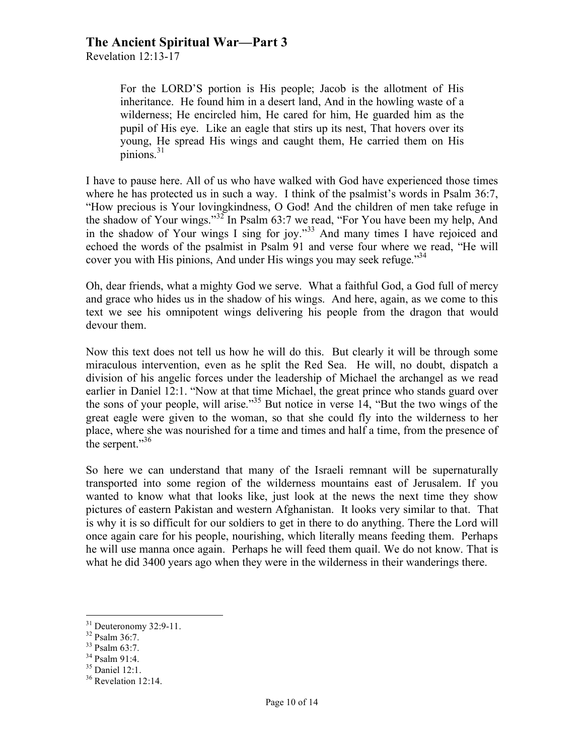> For the LORD'S portion is His people; Jacob is the allotment of His inheritance. He found him in a desert land, And in the howling waste of a wilderness; He encircled him, He cared for him, He guarded him as the pupil of His eye. Like an eagle that stirs up its nest, That hovers over its young, He spread His wings and caught them, He carried them on His pinions.[31]

I have to pause here. All of us who have walked with God have experienced those times where he has protected us in such a way. I think of the psalmist's words in Psalm 36:7, "How precious is Your lovingkindness, O God! And the children of men take refuge in the shadow of Your wings."[32] In Psalm 63:7 we read, "For You have been my help, And in the shadow of Your wings I sing for joy."[33] And many times I have rejoiced and echoed the words of the psalmist in Psalm 91 and verse four where we read, "He will cover you with His pinions, And under His wings you may seek refuge."[34]

Oh, dear friends, what a mighty God we serve. What a faithful God, a God full of mercy and grace who hides us in the shadow of his wings. And here, again, as we come to this text we see his omnipotent wings delivering his people from the dragon that would devour them.

Now this text does not tell us how he will do this. But clearly it will be through some miraculous intervention, even as he split the Red Sea. He will, no doubt, dispatch a division of his angelic forces under the leadership of Michael the archangel as we read earlier in Daniel 12:1. "Now at that time Michael, the great prince who stands guard over the sons of your people, will arise."[35] But notice in verse 14, "But the two wings of the great eagle were given to the woman, so that she could fly into the wilderness to her place, where she was nourished for a time and times and half a time, from the presence of the serpent."[36]

So here we can understand that many of the Israeli remnant will be supernaturally transported into some region of the wilderness mountains east of Jerusalem. If you wanted to know what that looks like, just look at the news the next time they show pictures of eastern Pakistan and western Afghanistan. It looks very similar to that. That is why it is so difficult for our soldiers to get in there to do anything. There the Lord will once again care for his people, nourishing, which literally means feeding them. Perhaps he will use manna once again. Perhaps he will feed them quail. We do not know. That is what he did 3400 years ago when they were in the wilderness in their wanderings there.

---

[31] Deuteronomy 32:9-11.
[32] Psalm 36:7.
[33] Psalm 63:7.
[34] Psalm 91:4.
[35] Daniel 12:1.
[36] Revelation 12:14.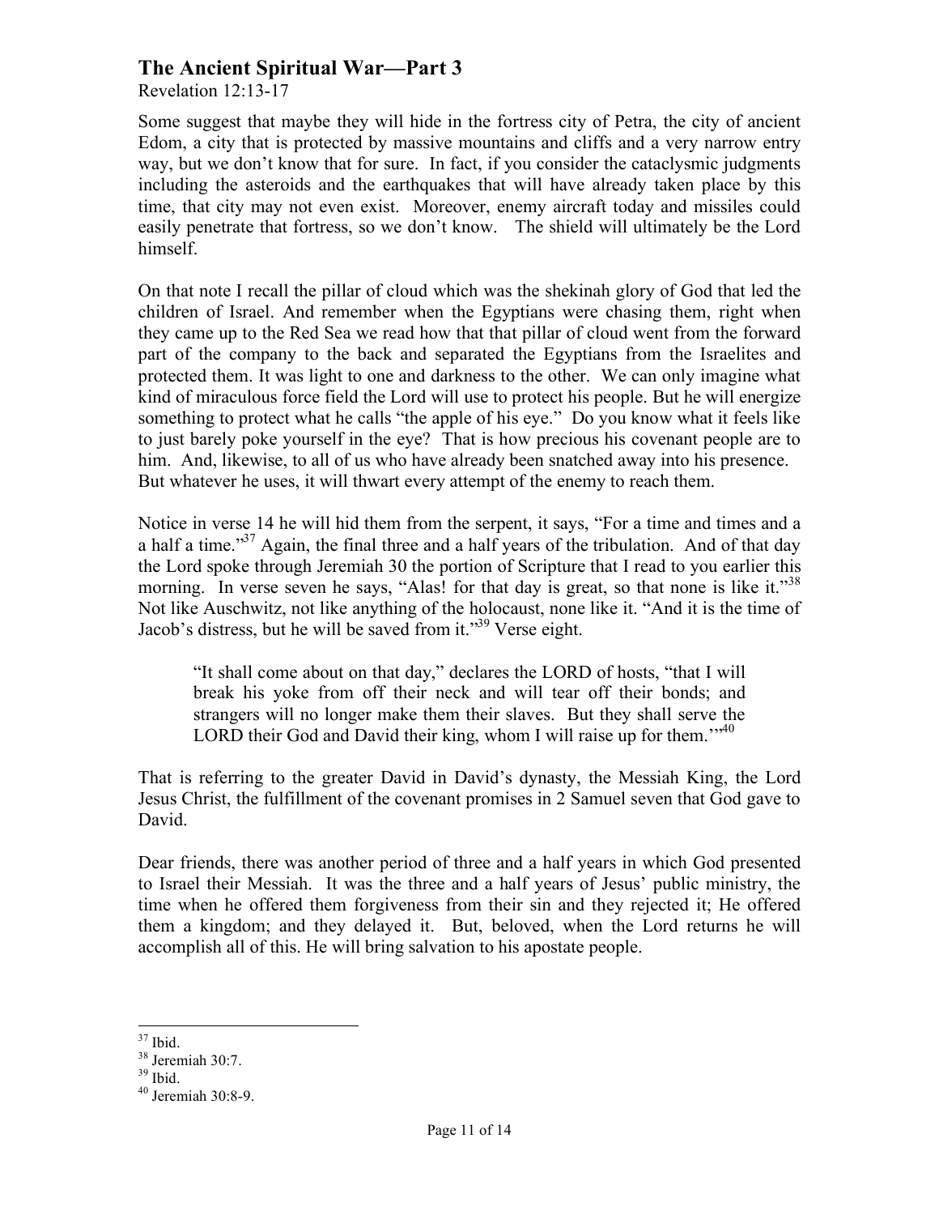## The Ancient Spiritual War—Part 3

Revelation 12:13-17

Some suggest that maybe they will hide in the fortress city of Petra, the city of ancient Edom, a city that is protected by massive mountains and cliffs and a very narrow entry way, but we don't know that for sure. In fact, if you consider the cataclysmic judgments including the asteroids and the earthquakes that will have already taken place by this time, that city may not even exist. Moreover, enemy aircraft today and missiles could easily penetrate that fortress, so we don't know. The shield will ultimately be the Lord himself.

On that note I recall the pillar of cloud which was the shekinah glory of God that led the children of Israel. And remember when the Egyptians were chasing them, right when they came up to the Red Sea we read how that that pillar of cloud went from the forward part of the company to the back and separated the Egyptians from the Israelites and protected them. It was light to one and darkness to the other. We can only imagine what kind of miraculous force field the Lord will use to protect his people. But he will energize something to protect what he calls "the apple of his eye." Do you know what it feels like to just barely poke yourself in the eye? That is how precious his covenant people are to him. And, likewise, to all of us who have already been snatched away into his presence. But whatever he uses, it will thwart every attempt of the enemy to reach them.

Notice in verse 14 he will hid them from the serpent, it says, "For a time and times and a a half a time."[37] Again, the final three and a half years of the tribulation. And of that day the Lord spoke through Jeremiah 30 the portion of Scripture that I read to you earlier this morning. In verse seven he says, "Alas! for that day is great, so that none is like it."[38] Not like Auschwitz, not like anything of the holocaust, none like it. "And it is the time of Jacob's distress, but he will be saved from it."[39] Verse eight.

> "It shall come about on that day," declares the LORD of hosts, "that I will break his yoke from off their neck and will tear off their bonds; and strangers will no longer make them their slaves. But they shall serve the LORD their God and David their king, whom I will raise up for them.'"[40]

That is referring to the greater David in David's dynasty, the Messiah King, the Lord Jesus Christ, the fulfillment of the covenant promises in 2 Samuel seven that God gave to David.

Dear friends, there was another period of three and a half years in which God presented to Israel their Messiah. It was the three and a half years of Jesus' public ministry, the time when he offered them forgiveness from their sin and they rejected it; He offered them a kingdom; and they delayed it. But, beloved, when the Lord returns he will accomplish all of this. He will bring salvation to his apostate people.

---

[37] Ibid.
[38] Jeremiah 30:7.
[39] Ibid.
[40] Jeremiah 30:8-9.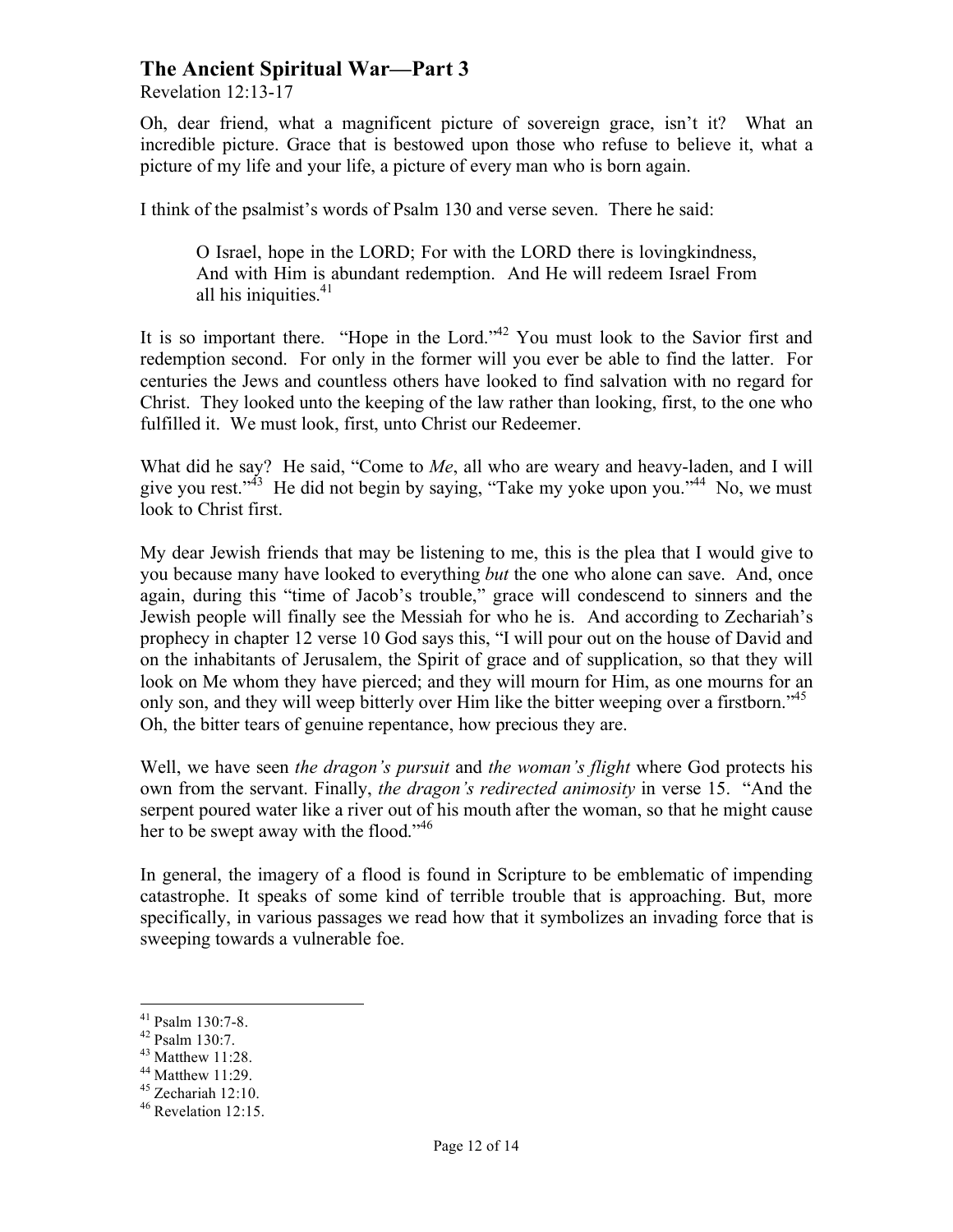# The Ancient Spiritual War—Part 3

Revelation 12:13-17

Oh, dear friend, what a magnificent picture of sovereign grace, isn't it? What an incredible picture. Grace that is bestowed upon those who refuse to believe it, what a picture of my life and your life, a picture of every man who is born again.

I think of the psalmist's words of Psalm 130 and verse seven. There he said:

> O Israel, hope in the LORD; For with the LORD there is lovingkindness, And with Him is abundant redemption. And He will redeem Israel From all his iniquities.[41]

It is so important there. "Hope in the Lord."[42] You must look to the Savior first and redemption second. For only in the former will you ever be able to find the latter. For centuries the Jews and countless others have looked to find salvation with no regard for Christ. They looked unto the keeping of the law rather than looking, first, to the one who fulfilled it. We must look, first, unto Christ our Redeemer.

What did he say? He said, "Come to *Me*, all who are weary and heavy-laden, and I will give you rest."[43] He did not begin by saying, "Take my yoke upon you."[44] No, we must look to Christ first.

My dear Jewish friends that may be listening to me, this is the plea that I would give to you because many have looked to everything *but* the one who alone can save. And, once again, during this "time of Jacob's trouble," grace will condescend to sinners and the Jewish people will finally see the Messiah for who he is. And according to Zechariah's prophecy in chapter 12 verse 10 God says this, "I will pour out on the house of David and on the inhabitants of Jerusalem, the Spirit of grace and of supplication, so that they will look on Me whom they have pierced; and they will mourn for Him, as one mourns for an only son, and they will weep bitterly over Him like the bitter weeping over a firstborn."[45] Oh, the bitter tears of genuine repentance, how precious they are.

Well, we have seen *the dragon's pursuit* and *the woman's flight* where God protects his own from the servant. Finally, *the dragon's redirected animosity* in verse 15. "And the serpent poured water like a river out of his mouth after the woman, so that he might cause her to be swept away with the flood."[46]

In general, the imagery of a flood is found in Scripture to be emblematic of impending catastrophe. It speaks of some kind of terrible trouble that is approaching. But, more specifically, in various passages we read how that it symbolizes an invading force that is sweeping towards a vulnerable foe.

---

[41] Psalm 130:7-8.
[42] Psalm 130:7.
[43] Matthew 11:28.
[44] Matthew 11:29.
[45] Zechariah 12:10.
[46] Revelation 12:15.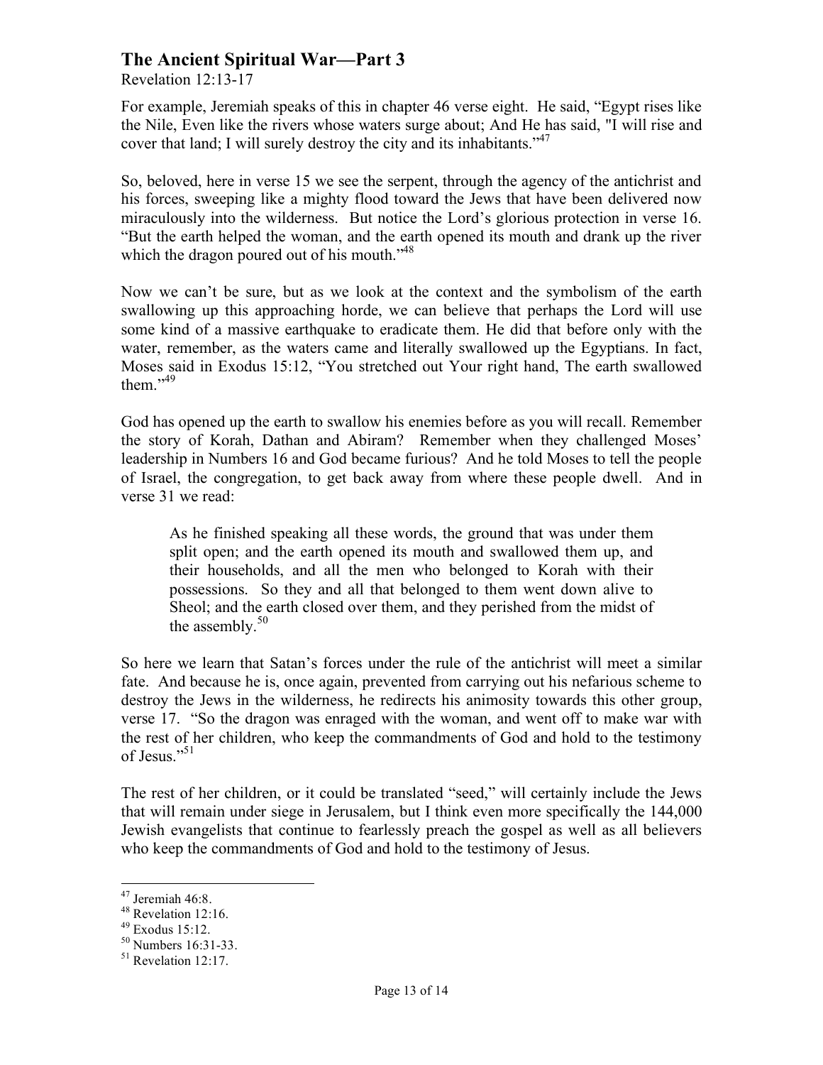# The Ancient Spiritual War—Part 3

Revelation 12:13-17

For example, Jeremiah speaks of this in chapter 46 verse eight. He said, "Egypt rises like the Nile, Even like the rivers whose waters surge about; And He has said, "I will rise and cover that land; I will surely destroy the city and its inhabitants."[47]

So, beloved, here in verse 15 we see the serpent, through the agency of the antichrist and his forces, sweeping like a mighty flood toward the Jews that have been delivered now miraculously into the wilderness. But notice the Lord's glorious protection in verse 16. "But the earth helped the woman, and the earth opened its mouth and drank up the river which the dragon poured out of his mouth."[48]

Now we can't be sure, but as we look at the context and the symbolism of the earth swallowing up this approaching horde, we can believe that perhaps the Lord will use some kind of a massive earthquake to eradicate them. He did that before only with the water, remember, as the waters came and literally swallowed up the Egyptians. In fact, Moses said in Exodus 15:12, "You stretched out Your right hand, The earth swallowed them."[49]

God has opened up the earth to swallow his enemies before as you will recall. Remember the story of Korah, Dathan and Abiram? Remember when they challenged Moses' leadership in Numbers 16 and God became furious? And he told Moses to tell the people of Israel, the congregation, to get back away from where these people dwell. And in verse 31 we read:

> As he finished speaking all these words, the ground that was under them split open; and the earth opened its mouth and swallowed them up, and their households, and all the men who belonged to Korah with their possessions. So they and all that belonged to them went down alive to Sheol; and the earth closed over them, and they perished from the midst of the assembly.[50]

So here we learn that Satan's forces under the rule of the antichrist will meet a similar fate. And because he is, once again, prevented from carrying out his nefarious scheme to destroy the Jews in the wilderness, he redirects his animosity towards this other group, verse 17. "So the dragon was enraged with the woman, and went off to make war with the rest of her children, who keep the commandments of God and hold to the testimony of Jesus."[51]

The rest of her children, or it could be translated "seed," will certainly include the Jews that will remain under siege in Jerusalem, but I think even more specifically the 144,000 Jewish evangelists that continue to fearlessly preach the gospel as well as all believers who keep the commandments of God and hold to the testimony of Jesus.

---

[47] Jeremiah 46:8.
[48] Revelation 12:16.
[49] Exodus 15:12.
[50] Numbers 16:31-33.
[51] Revelation 12:17.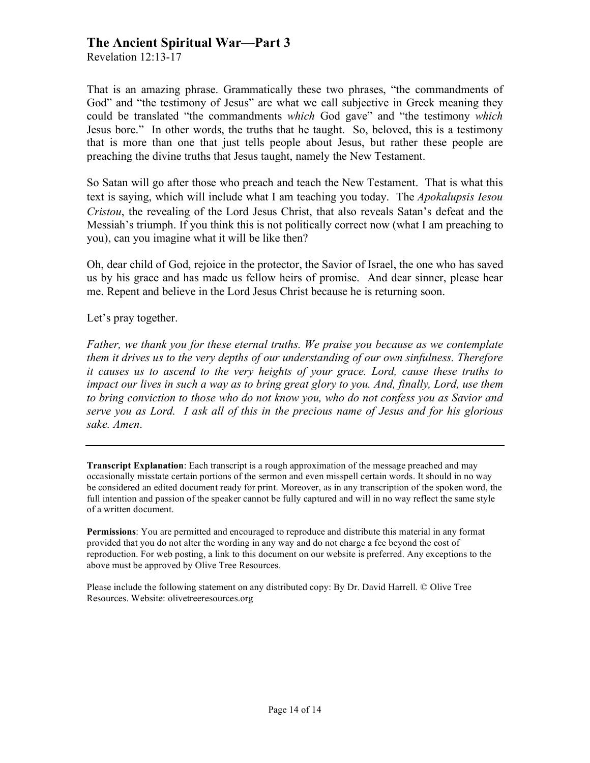That is an amazing phrase. Grammatically these two phrases, "the commandments of God" and "the testimony of Jesus" are what we call subjective in Greek meaning they could be translated "the commandments *which* God gave" and "the testimony *which* Jesus bore." In other words, the truths that he taught. So, beloved, this is a testimony that is more than one that just tells people about Jesus, but rather these people are preaching the divine truths that Jesus taught, namely the New Testament.

So Satan will go after those who preach and teach the New Testament. That is what this text is saying, which will include what I am teaching you today. The *Apokalupsis Iesou Cristou*, the revealing of the Lord Jesus Christ, that also reveals Satan's defeat and the Messiah's triumph. If you think this is not politically correct now (what I am preaching to you), can you imagine what it will be like then?

Oh, dear child of God, rejoice in the protector, the Savior of Israel, the one who has saved us by his grace and has made us fellow heirs of promise. And dear sinner, please hear me. Repent and believe in the Lord Jesus Christ because he is returning soon.

Let's pray together.

*Father, we thank you for these eternal truths. We praise you because as we contemplate them it drives us to the very depths of our understanding of our own sinfulness. Therefore it causes us to ascend to the very heights of your grace. Lord, cause these truths to impact our lives in such a way as to bring great glory to you. And, finally, Lord, use them to bring conviction to those who do not know you, who do not confess you as Savior and serve you as Lord. I ask all of this in the precious name of Jesus and for his glorious sake. Amen*.

---

**Transcript Explanation**: Each transcript is a rough approximation of the message preached and may occasionally misstate certain portions of the sermon and even misspell certain words. It should in no way be considered an edited document ready for print. Moreover, as in any transcription of the spoken word, the full intention and passion of the speaker cannot be fully captured and will in no way reflect the same style of a written document.

**Permissions**: You are permitted and encouraged to reproduce and distribute this material in any format provided that you do not alter the wording in any way and do not charge a fee beyond the cost of reproduction. For web posting, a link to this document on our website is preferred. Any exceptions to the above must be approved by Olive Tree Resources.

Please include the following statement on any distributed copy: By Dr. David Harrell. © Olive Tree Resources. Website: olivetreeresources.org